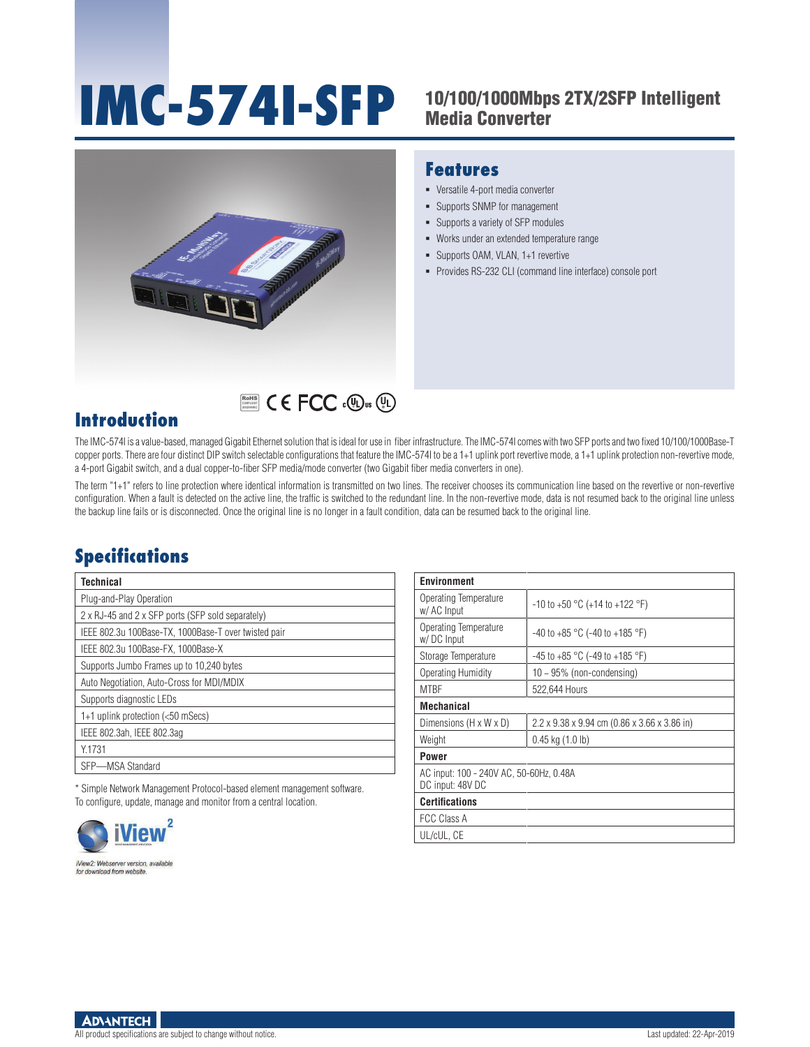# IMC-574I-SFP

## 10/100/1000Mbps 2TX/2SFP Intelligent Media Converter

## Features

- Versatile 4-port media converter
- Supports SNMP for management
- Supports a variety of SFP modules
- Works under an extended temperature range
- Supports OAM, VLAN, 1+1 revertive
- Provides RS-232 CLI (command line interface) console port

## Introduction

The IMC-574I is a value-based, managed Gigabit Ethernet solution that is ideal for use in fiber infrastructure. The IMC-574I comes with two SFP ports and two fixed 10/100/1000Base-T copper ports. There are four distinct DIP switch selectable configurations that feature the IMC-574I to be a 1+1 uplink port revertive mode, a 1+1 uplink protection non-revertive mode, a 4-port Gigabit switch, and a dual copper-to-fiber SFP media/mode converter (two Gigabit fiber media converters in one).

The term "1+1" refers to line protection where identical information is transmitted on two lines. The receiver chooses its communication line based on the revertive or non-revertive configuration. When a fault is detected on the active line, the traffic is switched to the redundant line. In the non-revertive mode, data is not resumed back to the original line unless the backup line fails or is disconnected. Once the original line is no longer in a fault condition, data can be resumed back to the original line.

## Specifications

| Technical |
|---|
| Plug-and-Play Operation |
| 2 x RJ-45 and 2 x SFP ports (SFP sold separately) |
| IEEE 802.3u 100Base-TX, 1000Base-T over twisted pair |
| IEEE 802.3u 100Base-FX, 1000Base-X |
| Supports Jumbo Frames up to 10,240 bytes |
| Auto Negotiation, Auto-Cross for MDI/MDIX |
| Supports diagnostic LEDs |
| 1+1 uplink protection (<50 mSecs) |
| IEEE 802.3ah, IEEE 802.3ag |
| Y.1731 |
| SFP—MSA Standard |

* Simple Network Management Protocol-based element management software. To configure, update, manage and monitor from a central location.

iView2: Webserver version, available for download from website.

| | |
|---|---|
| **Environment** | |
| Operating Temperature w/ AC Input | -10 to +50 °C (+14 to +122 °F) |
| Operating Temperature w/ DC Input | -40 to +85 °C (-40 to +185 °F) |
| Storage Temperature | -45 to +85 °C (-49 to +185 °F) |
| Operating Humidity | 10 ~ 95% (non-condensing) |
| MTBF | 522,644 Hours |
| **Mechanical** | |
| Dimensions (H x W x D) | 2.2 x 9.38 x 9.94 cm (0.86 x 3.66 x 3.86 in) |
| Weight | 0.45 kg (1.0 lb) |
| **Power** | |
| AC input: 100 - 240V AC, 50-60Hz, 0.48A<br>DC input: 48V DC | |
| **Certifications** | |
| FCC Class A | |
| UL/cUL, CE | |

All product specifications are subject to change without notice.

Last updated: 22-Apr-2019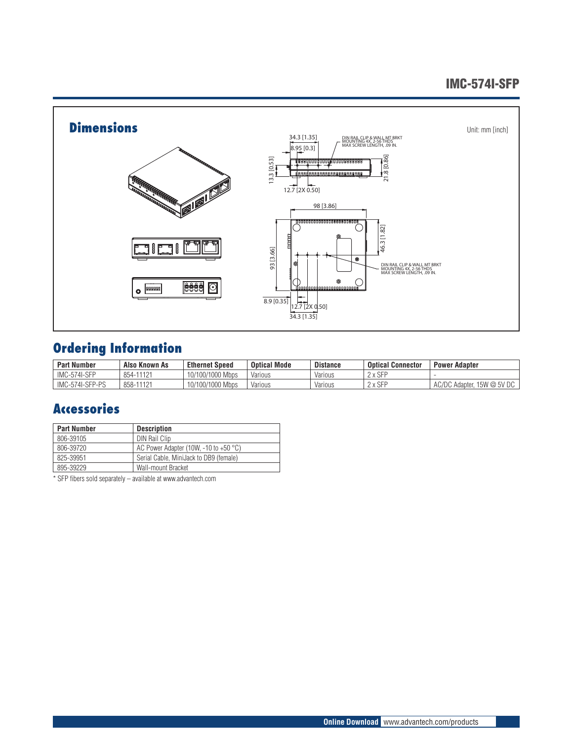## Dimensions

Unit: mm [inch]

34.3 [1.35]
8.95 [0.3]
DIN RAIL CLIP & WALL MT BRKT MOUNTING 4X, 2-56 THDS MAX SCREW LENGTH, .09 IN.
13.3 [0.53]
21.8 [0.86]
12.7 [2X 0.50]
98 [3.86]
46.3 [1.82]
93 [3.66]
DIN RAIL CLIP & WALL MT BRKT MOUNTING 4X, 2-56 THDS MAX SCREW LENGTH, .09 IN.
8.9 [0.35]
12.7 [2X 0.50]
34.3 [1.35]

## Ordering Information

| Part Number | Also Known As | Ethernet Speed | Optical Mode | Distance | Optical Connector | Power Adapter |
|---|---|---|---|---|---|---|
| IMC-574I-SFP | 854-11121 | 10/100/1000 Mbps | Various | Various | 2 x SFP | - |
| IMC-574I-SFP-PS | 858-11121 | 10/100/1000 Mbps | Various | Various | 2 x SFP | AC/DC Adapter, 15W @ 5V DC |

## Accessories

| Part Number | Description |
|---|---|
| 806-39105 | DIN Rail Clip |
| 806-39720 | AC Power Adapter (10W, -10 to +50 °C) |
| 825-39951 | Serial Cable, MiniJack to DB9 (female) |
| 895-39229 | Wall-mount Bracket |

* SFP fibers sold separately – available at www.advantech.com